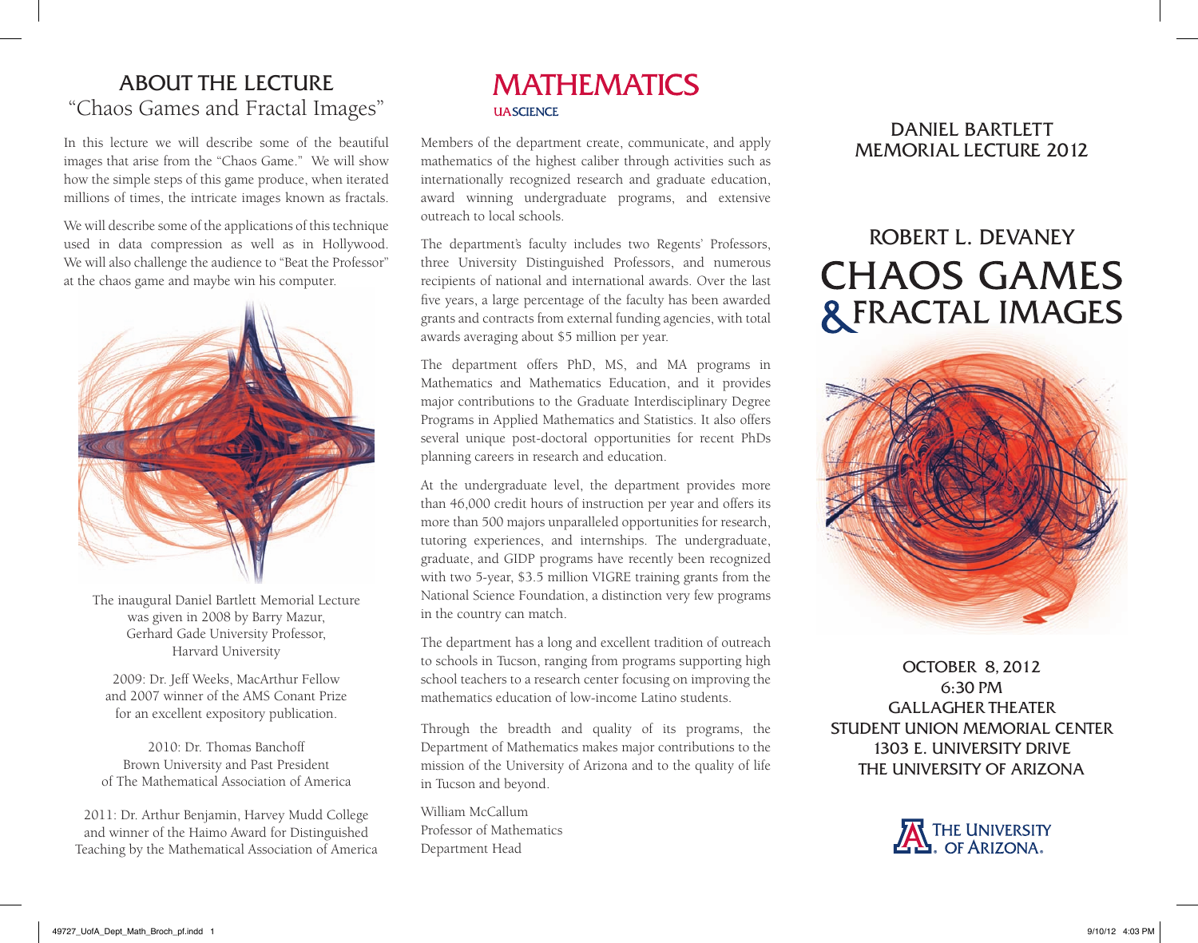## ABOUT THE LECTURE

"Chaos Games and Fractal Images"

In this lecture we will describe some of the beautiful images that arise from the "Chaos Game." We will show how the simple steps of this game produce, when iterated millions of times, the intricate images known as fractals.

We will describe some of the applications of this technique used in data compression as well as in Hollywood. We will also challenge the audience to "Beat the Professor" at the chaos game and maybe win his computer.

The inaugural Daniel Bartlett Memorial Lecture was given in 2008 by Barry Mazur, Gerhard Gade University Professor, Harvard University

2009: Dr. Jeff Weeks, MacArthur Fellow and 2007 winner of the AMS Conant Prize for an excellent expository publication.

2010: Dr. Thomas Banchoff Brown University and Past President of The Mathematical Association of America

2011: Dr. Arthur Benjamin, Harvey Mudd College and winner of the Haimo Award for Distinguished Teaching by the Mathematical Association of America

## MATHEMATICS

UA SCIENCE

Members of the department create, communicate, and apply mathematics of the highest caliber through activities such as internationally recognized research and graduate education, award winning undergraduate programs, and extensive outreach to local schools.

The department's faculty includes two Regents' Professors, three University Distinguished Professors, and numerous recipients of national and international awards. Over the last five years, a large percentage of the faculty has been awarded grants and contracts from external funding agencies, with total awards averaging about $5 million per year.

The department offers PhD, MS, and MA programs in Mathematics and Mathematics Education, and it provides major contributions to the Graduate Interdisciplinary Degree Programs in Applied Mathematics and Statistics. It also offers several unique post-doctoral opportunities for recent PhDs planning careers in research and education.

At the undergraduate level, the department provides more than 46,000 credit hours of instruction per year and offers its more than 500 majors unparalleled opportunities for research, tutoring experiences, and internships. The undergraduate, graduate, and GIDP programs have recently been recognized with two 5-year, $3.5 million VIGRE training grants from the National Science Foundation, a distinction very few programs in the country can match.

The department has a long and excellent tradition of outreach to schools in Tucson, ranging from programs supporting high school teachers to a research center focusing on improving the mathematics education of low-income Latino students.

Through the breadth and quality of its programs, the Department of Mathematics makes major contributions to the mission of the University of Arizona and to the quality of life in Tucson and beyond.

William McCallum
Professor of Mathematics
Department Head

## DANIEL BARTLETT MEMORIAL LECTURE 2012

## ROBERT L. DEVANEY

# CHAOS GAMES & FRACTAL IMAGES

OCTOBER 8, 2012
6:30 PM
GALLAGHER THEATER
STUDENT UNION MEMORIAL CENTER
1303 E. UNIVERSITY DRIVE
THE UNIVERSITY OF ARIZONA

THE UNIVERSITY OF ARIZONA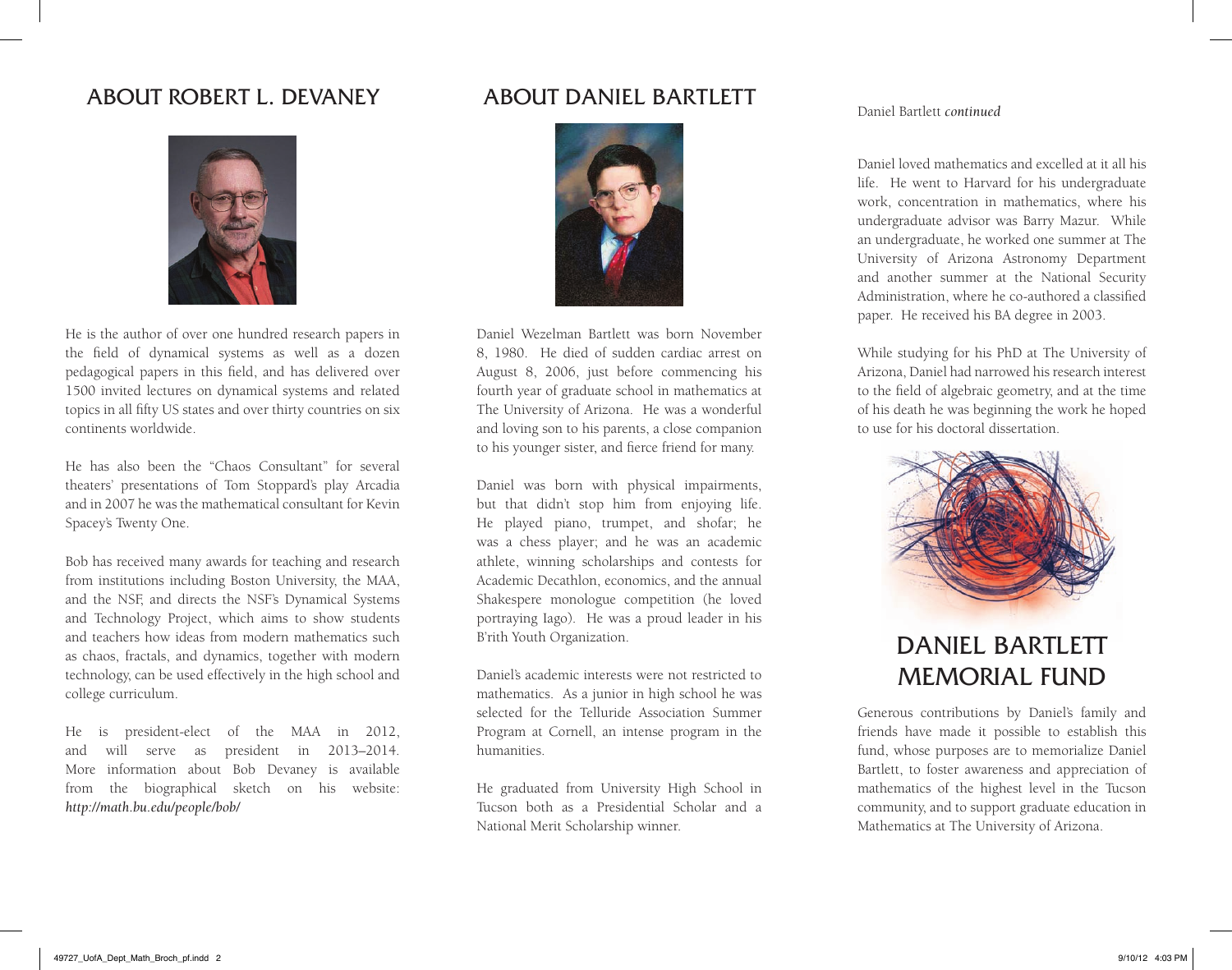## ABOUT ROBERT L. DEVANEY

He is the author of over one hundred research papers in the field of dynamical systems as well as a dozen pedagogical papers in this field, and has delivered over 1500 invited lectures on dynamical systems and related topics in all fifty US states and over thirty countries on six continents worldwide.

He has also been the "Chaos Consultant" for several theaters' presentations of Tom Stoppard's play Arcadia and in 2007 he was the mathematical consultant for Kevin Spacey's Twenty One.

Bob has received many awards for teaching and research from institutions including Boston University, the MAA, and the NSF, and directs the NSF's Dynamical Systems and Technology Project, which aims to show students and teachers how ideas from modern mathematics such as chaos, fractals, and dynamics, together with modern technology, can be used effectively in the high school and college curriculum.

He is president-elect of the MAA in 2012, and will serve as president in 2013–2014. More information about Bob Devaney is available from the biographical sketch on his website: *http://math.bu.edu/people/bob/*

## ABOUT DANIEL BARTLETT

Daniel Wezelman Bartlett was born November 8, 1980. He died of sudden cardiac arrest on August 8, 2006, just before commencing his fourth year of graduate school in mathematics at The University of Arizona. He was a wonderful and loving son to his parents, a close companion to his younger sister, and fierce friend for many.

Daniel was born with physical impairments, but that didn't stop him from enjoying life. He played piano, trumpet, and shofar; he was a chess player; and he was an academic athlete, winning scholarships and contests for Academic Decathlon, economics, and the annual Shakespere monologue competition (he loved portraying Iago). He was a proud leader in his B'rith Youth Organization.

Daniel's academic interests were not restricted to mathematics. As a junior in high school he was selected for the Telluride Association Summer Program at Cornell, an intense program in the humanities.

He graduated from University High School in Tucson both as a Presidential Scholar and a National Merit Scholarship winner.

Daniel Bartlett *continued*

Daniel loved mathematics and excelled at it all his life. He went to Harvard for his undergraduate work, concentration in mathematics, where his undergraduate advisor was Barry Mazur. While an undergraduate, he worked one summer at The University of Arizona Astronomy Department and another summer at the National Security Administration, where he co-authored a classified paper. He received his BA degree in 2003.

While studying for his PhD at The University of Arizona, Daniel had narrowed his research interest to the field of algebraic geometry, and at the time of his death he was beginning the work he hoped to use for his doctoral dissertation.

## DANIEL BARTLETT MEMORIAL FUND

Generous contributions by Daniel's family and friends have made it possible to establish this fund, whose purposes are to memorialize Daniel Bartlett, to foster awareness and appreciation of mathematics of the highest level in the Tucson community, and to support graduate education in Mathematics at The University of Arizona.